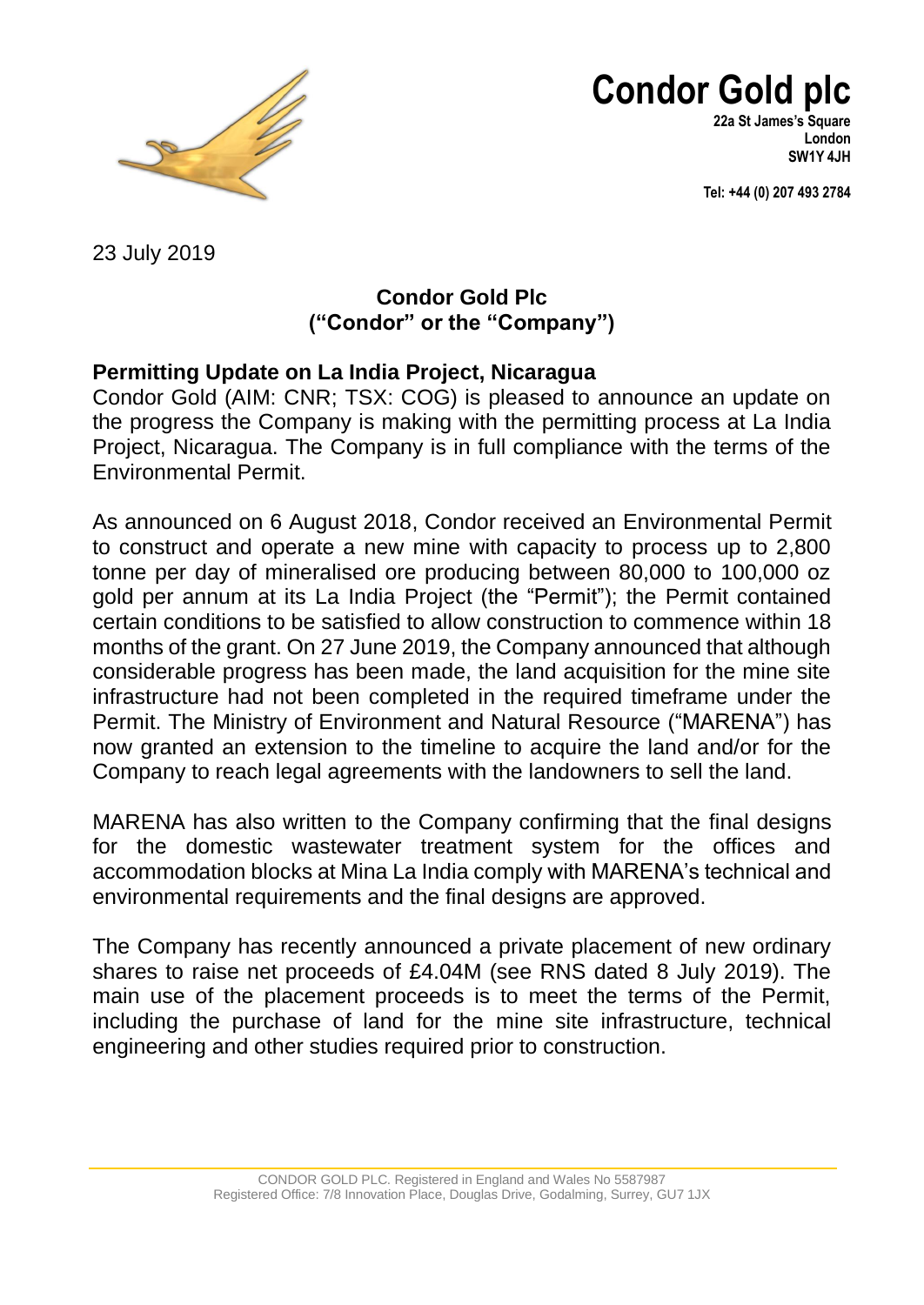# Condor Gold plc

**22a St James's Square**
**London**
**SW1Y 4JH**

**Tel: +44 (0) 207 493 2784**

23 July 2019

## Condor Gold Plc
## ("Condor" or the "Company")

### Permitting Update on La India Project, Nicaragua

Condor Gold (AIM: CNR; TSX: COG) is pleased to announce an update on the progress the Company is making with the permitting process at La India Project, Nicaragua. The Company is in full compliance with the terms of the Environmental Permit.

As announced on 6 August 2018, Condor received an Environmental Permit to construct and operate a new mine with capacity to process up to 2,800 tonne per day of mineralised ore producing between 80,000 to 100,000 oz gold per annum at its La India Project (the "Permit"); the Permit contained certain conditions to be satisfied to allow construction to commence within 18 months of the grant. On 27 June 2019, the Company announced that although considerable progress has been made, the land acquisition for the mine site infrastructure had not been completed in the required timeframe under the Permit. The Ministry of Environment and Natural Resource ("MARENA") has now granted an extension to the timeline to acquire the land and/or for the Company to reach legal agreements with the landowners to sell the land.

MARENA has also written to the Company confirming that the final designs for the domestic wastewater treatment system for the offices and accommodation blocks at Mina La India comply with MARENA's technical and environmental requirements and the final designs are approved.

The Company has recently announced a private placement of new ordinary shares to raise net proceeds of £4.04M (see RNS dated 8 July 2019). The main use of the placement proceeds is to meet the terms of the Permit, including the purchase of land for the mine site infrastructure, technical engineering and other studies required prior to construction.

CONDOR GOLD PLC. Registered in England and Wales No 5587987
Registered Office: 7/8 Innovation Place, Douglas Drive, Godalming, Surrey, GU7 1JX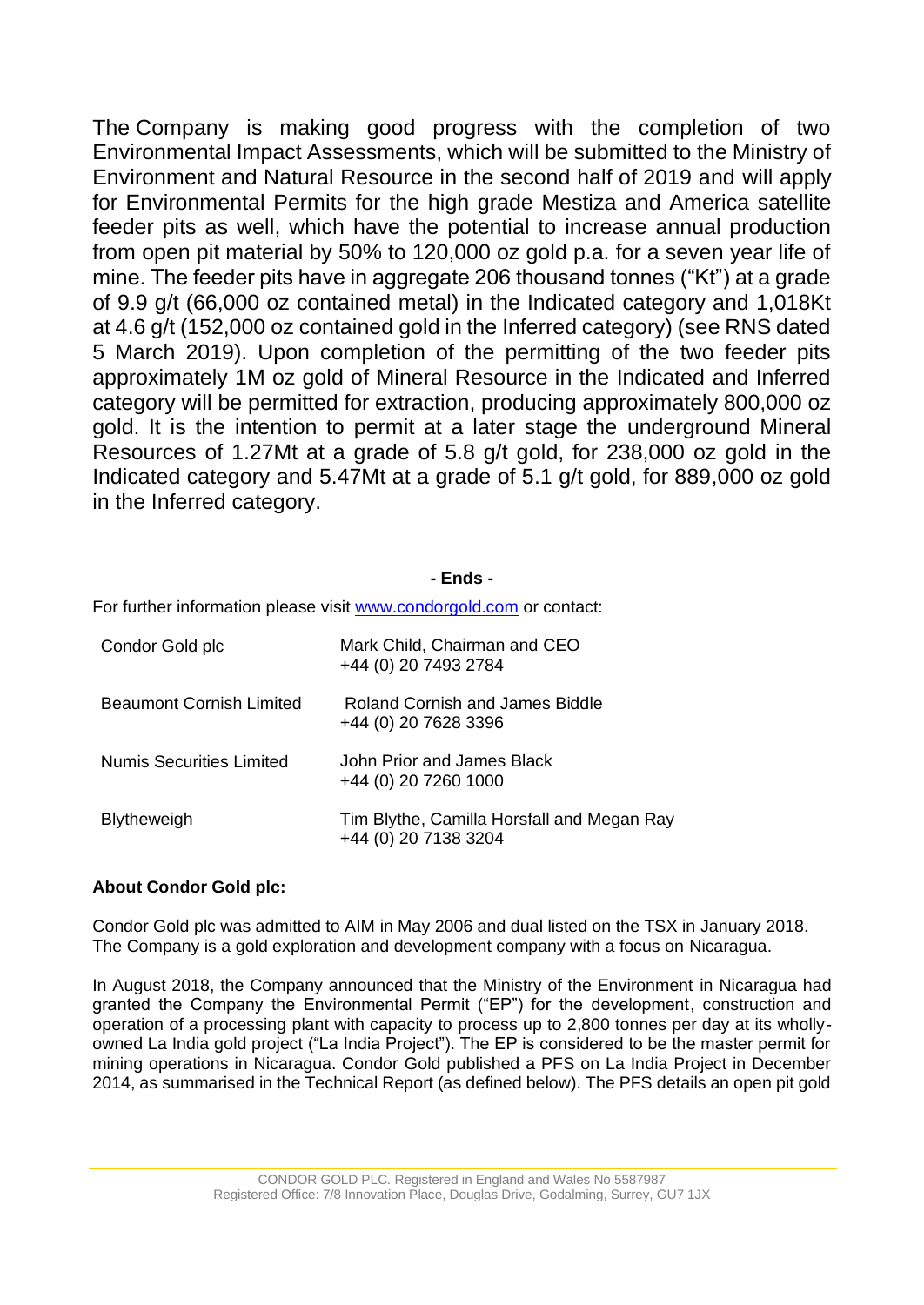The Company is making good progress with the completion of two Environmental Impact Assessments, which will be submitted to the Ministry of Environment and Natural Resource in the second half of 2019 and will apply for Environmental Permits for the high grade Mestiza and America satellite feeder pits as well, which have the potential to increase annual production from open pit material by 50% to 120,000 oz gold p.a. for a seven year life of mine. The feeder pits have in aggregate 206 thousand tonnes ("Kt") at a grade of 9.9 g/t (66,000 oz contained metal) in the Indicated category and 1,018Kt at 4.6 g/t (152,000 oz contained gold in the Inferred category) (see RNS dated 5 March 2019). Upon completion of the permitting of the two feeder pits approximately 1M oz gold of Mineral Resource in the Indicated and Inferred category will be permitted for extraction, producing approximately 800,000 oz gold. It is the intention to permit at a later stage the underground Mineral Resources of 1.27Mt at a grade of 5.8 g/t gold, for 238,000 oz gold in the Indicated category and 5.47Mt at a grade of 5.1 g/t gold, for 889,000 oz gold in the Inferred category.

**- Ends -**

For further information please visit www.condorgold.com or contact:

| | |
|---|---|
| Condor Gold plc | Mark Child, Chairman and CEO<br>+44 (0) 20 7493 2784 |
| Beaumont Cornish Limited | Roland Cornish and James Biddle<br>+44 (0) 20 7628 3396 |
| Numis Securities Limited | John Prior and James Black<br>+44 (0) 20 7260 1000 |
| Blytheweigh | Tim Blythe, Camilla Horsfall and Megan Ray<br>+44 (0) 20 7138 3204 |

**About Condor Gold plc:**

Condor Gold plc was admitted to AIM in May 2006 and dual listed on the TSX in January 2018. The Company is a gold exploration and development company with a focus on Nicaragua.

In August 2018, the Company announced that the Ministry of the Environment in Nicaragua had granted the Company the Environmental Permit ("EP") for the development, construction and operation of a processing plant with capacity to process up to 2,800 tonnes per day at its wholly-owned La India gold project ("La India Project"). The EP is considered to be the master permit for mining operations in Nicaragua. Condor Gold published a PFS on La India Project in December 2014, as summarised in the Technical Report (as defined below). The PFS details an open pit gold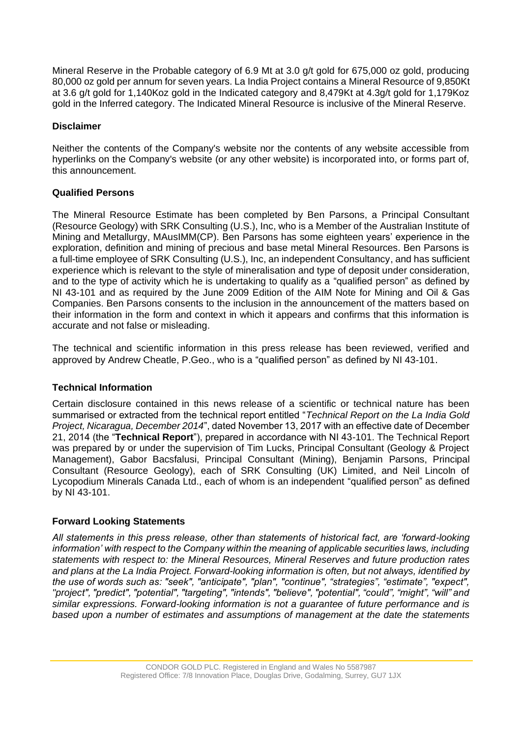Mineral Reserve in the Probable category of 6.9 Mt at 3.0 g/t gold for 675,000 oz gold, producing 80,000 oz gold per annum for seven years. La India Project contains a Mineral Resource of 9,850Kt at 3.6 g/t gold for 1,140Koz gold in the Indicated category and 8,479Kt at 4.3g/t gold for 1,179Koz gold in the Inferred category. The Indicated Mineral Resource is inclusive of the Mineral Reserve.

**Disclaimer**

Neither the contents of the Company's website nor the contents of any website accessible from hyperlinks on the Company's website (or any other website) is incorporated into, or forms part of, this announcement.

**Qualified Persons**

The Mineral Resource Estimate has been completed by Ben Parsons, a Principal Consultant (Resource Geology) with SRK Consulting (U.S.), Inc, who is a Member of the Australian Institute of Mining and Metallurgy, MAusIMM(CP). Ben Parsons has some eighteen years' experience in the exploration, definition and mining of precious and base metal Mineral Resources. Ben Parsons is a full-time employee of SRK Consulting (U.S.), Inc, an independent Consultancy, and has sufficient experience which is relevant to the style of mineralisation and type of deposit under consideration, and to the type of activity which he is undertaking to qualify as a "qualified person" as defined by NI 43-101 and as required by the June 2009 Edition of the AIM Note for Mining and Oil & Gas Companies. Ben Parsons consents to the inclusion in the announcement of the matters based on their information in the form and context in which it appears and confirms that this information is accurate and not false or misleading.

The technical and scientific information in this press release has been reviewed, verified and approved by Andrew Cheatle, P.Geo., who is a "qualified person" as defined by NI 43-101.

**Technical Information**

Certain disclosure contained in this news release of a scientific or technical nature has been summarised or extracted from the technical report entitled "*Technical Report on the La India Gold Project, Nicaragua, December 2014*", dated November 13, 2017 with an effective date of December 21, 2014 (the "**Technical Report**"), prepared in accordance with NI 43-101. The Technical Report was prepared by or under the supervision of Tim Lucks, Principal Consultant (Geology & Project Management), Gabor Bacsfalusi, Principal Consultant (Mining), Benjamin Parsons, Principal Consultant (Resource Geology), each of SRK Consulting (UK) Limited, and Neil Lincoln of Lycopodium Minerals Canada Ltd., each of whom is an independent "qualified person" as defined by NI 43-101.

**Forward Looking Statements**

***All statements in this press release, other than statements of historical fact, are 'forward-looking information' with respect to the Company within the meaning of applicable securities laws, including statements with respect to: the Mineral Resources, Mineral Reserves and future production rates and plans at the La India Project. Forward-looking information is often, but not always, identified by the use of words such as: "seek", "anticipate", "plan", "continue", "strategies", "estimate", "expect", "project", "predict", "potential", "targeting", "intends", "believe", "potential", "could", "might", "will" and similar expressions. Forward-looking information is not a guarantee of future performance and is based upon a number of estimates and assumptions of management at the date the statements***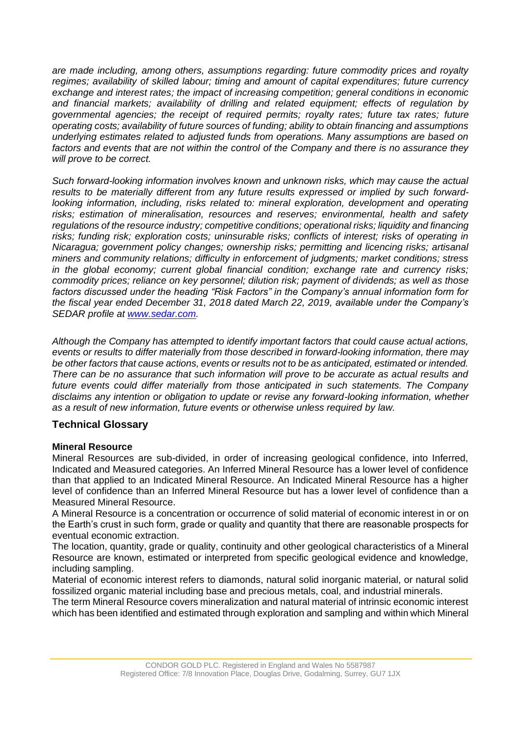*are made including, among others, assumptions regarding: future commodity prices and royalty regimes; availability of skilled labour; timing and amount of capital expenditures; future currency exchange and interest rates; the impact of increasing competition; general conditions in economic and financial markets; availability of drilling and related equipment; effects of regulation by governmental agencies; the receipt of required permits; royalty rates; future tax rates; future operating costs; availability of future sources of funding; ability to obtain financing and assumptions underlying estimates related to adjusted funds from operations. Many assumptions are based on factors and events that are not within the control of the Company and there is no assurance they will prove to be correct.*

*Such forward-looking information involves known and unknown risks, which may cause the actual results to be materially different from any future results expressed or implied by such forward-looking information, including, risks related to: mineral exploration, development and operating risks; estimation of mineralisation, resources and reserves; environmental, health and safety regulations of the resource industry; competitive conditions; operational risks; liquidity and financing risks; funding risk; exploration costs; uninsurable risks; conflicts of interest; risks of operating in Nicaragua; government policy changes; ownership risks; permitting and licencing risks; artisanal miners and community relations; difficulty in enforcement of judgments; market conditions; stress in the global economy; current global financial condition; exchange rate and currency risks; commodity prices; reliance on key personnel; dilution risk; payment of dividends; as well as those factors discussed under the heading "Risk Factors" in the Company's annual information form for the fiscal year ended December 31, 2018 dated March 22, 2019, available under the Company's SEDAR profile at [www.sedar.com](http://www.sedar.com).*

*Although the Company has attempted to identify important factors that could cause actual actions, events or results to differ materially from those described in forward-looking information, there may be other factors that cause actions, events or results not to be as anticipated, estimated or intended. There can be no assurance that such information will prove to be accurate as actual results and future events could differ materially from those anticipated in such statements. The Company disclaims any intention or obligation to update or revise any forward-looking information, whether as a result of new information, future events or otherwise unless required by law.*

## Technical Glossary

### Mineral Resource

Mineral Resources are sub-divided, in order of increasing geological confidence, into Inferred, Indicated and Measured categories. An Inferred Mineral Resource has a lower level of confidence than that applied to an Indicated Mineral Resource. An Indicated Mineral Resource has a higher level of confidence than an Inferred Mineral Resource but has a lower level of confidence than a Measured Mineral Resource.

A Mineral Resource is a concentration or occurrence of solid material of economic interest in or on the Earth's crust in such form, grade or quality and quantity that there are reasonable prospects for eventual economic extraction.

The location, quantity, grade or quality, continuity and other geological characteristics of a Mineral Resource are known, estimated or interpreted from specific geological evidence and knowledge, including sampling.

Material of economic interest refers to diamonds, natural solid inorganic material, or natural solid fossilized organic material including base and precious metals, coal, and industrial minerals.

The term Mineral Resource covers mineralization and natural material of intrinsic economic interest which has been identified and estimated through exploration and sampling and within which Mineral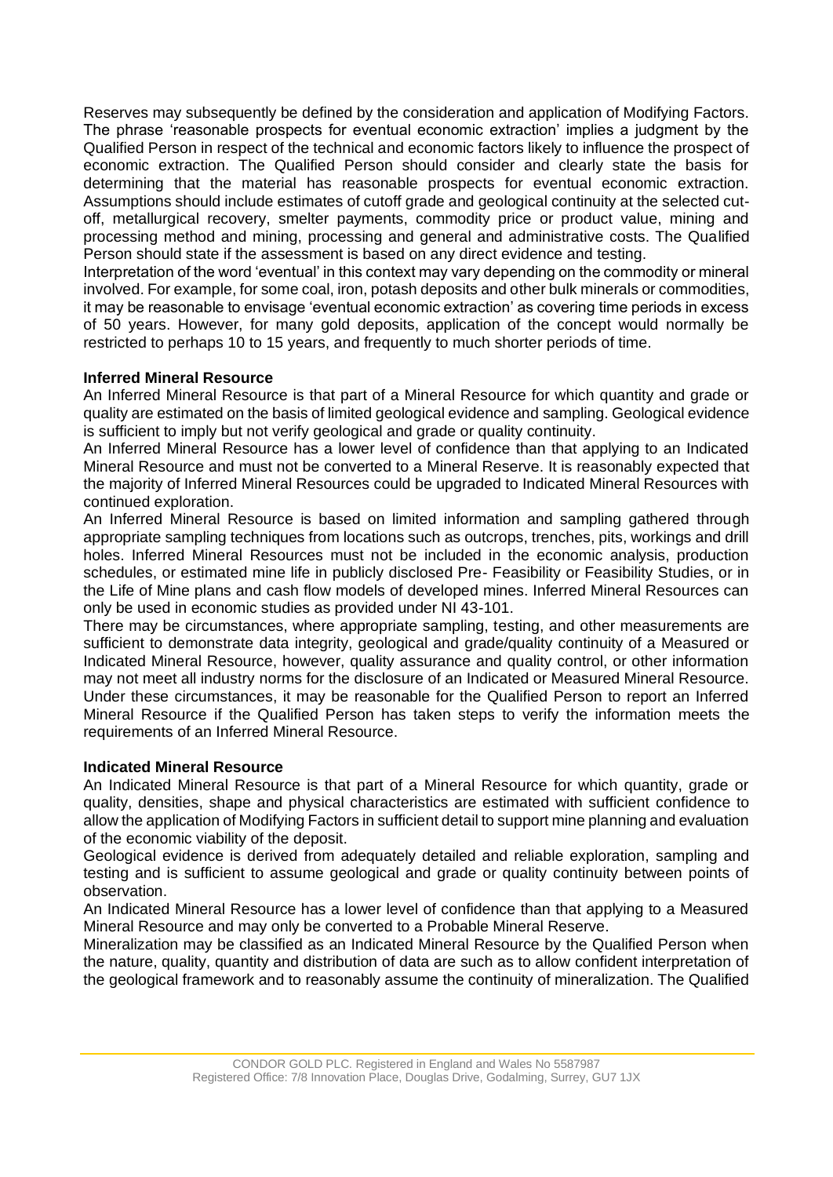Reserves may subsequently be defined by the consideration and application of Modifying Factors. The phrase 'reasonable prospects for eventual economic extraction' implies a judgment by the Qualified Person in respect of the technical and economic factors likely to influence the prospect of economic extraction. The Qualified Person should consider and clearly state the basis for determining that the material has reasonable prospects for eventual economic extraction. Assumptions should include estimates of cutoff grade and geological continuity at the selected cut-off, metallurgical recovery, smelter payments, commodity price or product value, mining and processing method and mining, processing and general and administrative costs. The Qualified Person should state if the assessment is based on any direct evidence and testing.

Interpretation of the word 'eventual' in this context may vary depending on the commodity or mineral involved. For example, for some coal, iron, potash deposits and other bulk minerals or commodities, it may be reasonable to envisage 'eventual economic extraction' as covering time periods in excess of 50 years. However, for many gold deposits, application of the concept would normally be restricted to perhaps 10 to 15 years, and frequently to much shorter periods of time.

**Inferred Mineral Resource**

An Inferred Mineral Resource is that part of a Mineral Resource for which quantity and grade or quality are estimated on the basis of limited geological evidence and sampling. Geological evidence is sufficient to imply but not verify geological and grade or quality continuity.

An Inferred Mineral Resource has a lower level of confidence than that applying to an Indicated Mineral Resource and must not be converted to a Mineral Reserve. It is reasonably expected that the majority of Inferred Mineral Resources could be upgraded to Indicated Mineral Resources with continued exploration.

An Inferred Mineral Resource is based on limited information and sampling gathered through appropriate sampling techniques from locations such as outcrops, trenches, pits, workings and drill holes. Inferred Mineral Resources must not be included in the economic analysis, production schedules, or estimated mine life in publicly disclosed Pre- Feasibility or Feasibility Studies, or in the Life of Mine plans and cash flow models of developed mines. Inferred Mineral Resources can only be used in economic studies as provided under NI 43-101.

There may be circumstances, where appropriate sampling, testing, and other measurements are sufficient to demonstrate data integrity, geological and grade/quality continuity of a Measured or Indicated Mineral Resource, however, quality assurance and quality control, or other information may not meet all industry norms for the disclosure of an Indicated or Measured Mineral Resource. Under these circumstances, it may be reasonable for the Qualified Person to report an Inferred Mineral Resource if the Qualified Person has taken steps to verify the information meets the requirements of an Inferred Mineral Resource.

**Indicated Mineral Resource**

An Indicated Mineral Resource is that part of a Mineral Resource for which quantity, grade or quality, densities, shape and physical characteristics are estimated with sufficient confidence to allow the application of Modifying Factors in sufficient detail to support mine planning and evaluation of the economic viability of the deposit.

Geological evidence is derived from adequately detailed and reliable exploration, sampling and testing and is sufficient to assume geological and grade or quality continuity between points of observation.

An Indicated Mineral Resource has a lower level of confidence than that applying to a Measured Mineral Resource and may only be converted to a Probable Mineral Reserve.

Mineralization may be classified as an Indicated Mineral Resource by the Qualified Person when the nature, quality, quantity and distribution of data are such as to allow confident interpretation of the geological framework and to reasonably assume the continuity of mineralization. The Qualified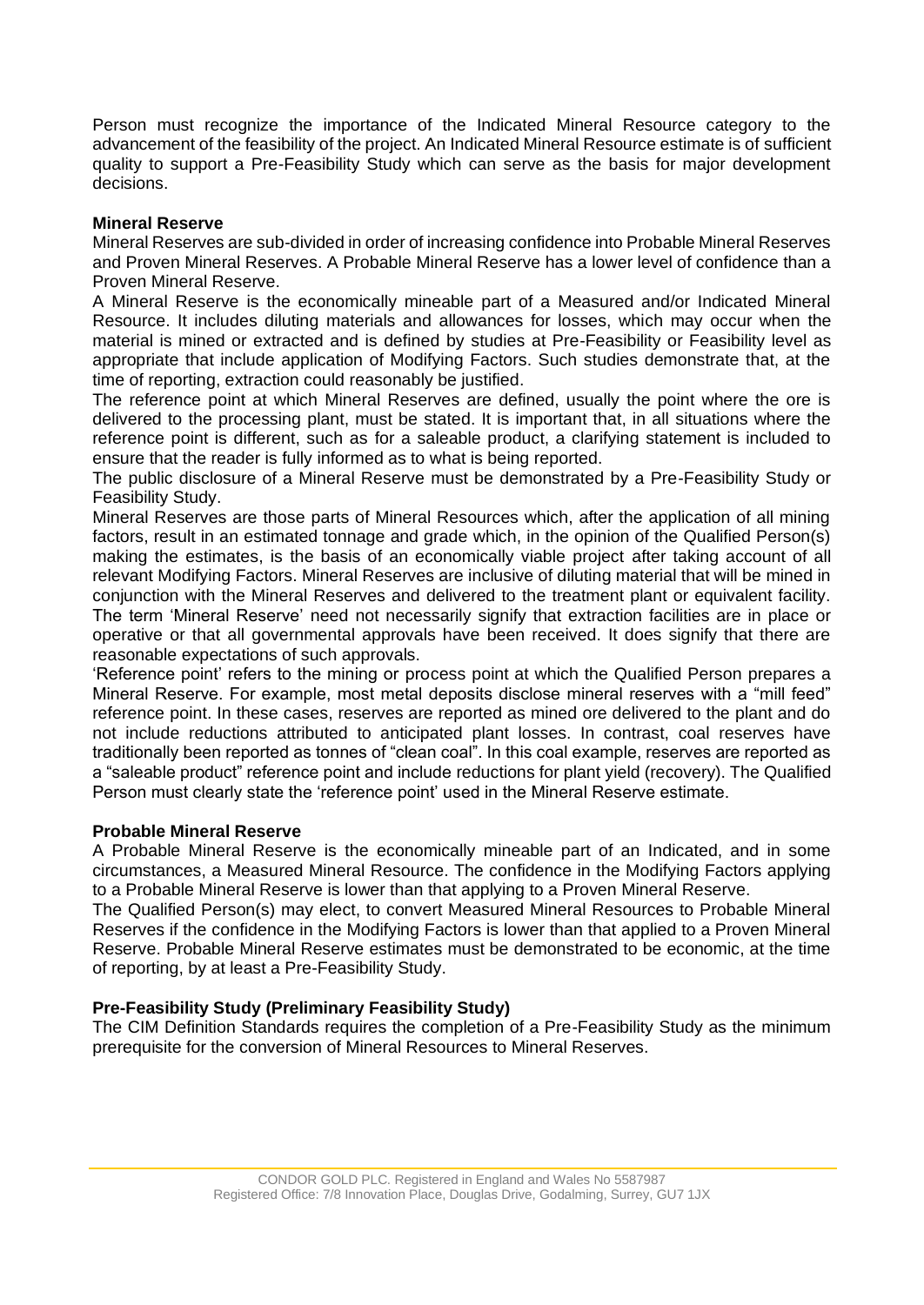Person must recognize the importance of the Indicated Mineral Resource category to the advancement of the feasibility of the project. An Indicated Mineral Resource estimate is of sufficient quality to support a Pre-Feasibility Study which can serve as the basis for major development decisions.

**Mineral Reserve**

Mineral Reserves are sub-divided in order of increasing confidence into Probable Mineral Reserves and Proven Mineral Reserves. A Probable Mineral Reserve has a lower level of confidence than a Proven Mineral Reserve.

A Mineral Reserve is the economically mineable part of a Measured and/or Indicated Mineral Resource. It includes diluting materials and allowances for losses, which may occur when the material is mined or extracted and is defined by studies at Pre-Feasibility or Feasibility level as appropriate that include application of Modifying Factors. Such studies demonstrate that, at the time of reporting, extraction could reasonably be justified.

The reference point at which Mineral Reserves are defined, usually the point where the ore is delivered to the processing plant, must be stated. It is important that, in all situations where the reference point is different, such as for a saleable product, a clarifying statement is included to ensure that the reader is fully informed as to what is being reported.

The public disclosure of a Mineral Reserve must be demonstrated by a Pre-Feasibility Study or Feasibility Study.

Mineral Reserves are those parts of Mineral Resources which, after the application of all mining factors, result in an estimated tonnage and grade which, in the opinion of the Qualified Person(s) making the estimates, is the basis of an economically viable project after taking account of all relevant Modifying Factors. Mineral Reserves are inclusive of diluting material that will be mined in conjunction with the Mineral Reserves and delivered to the treatment plant or equivalent facility. The term 'Mineral Reserve' need not necessarily signify that extraction facilities are in place or operative or that all governmental approvals have been received. It does signify that there are reasonable expectations of such approvals.

'Reference point' refers to the mining or process point at which the Qualified Person prepares a Mineral Reserve. For example, most metal deposits disclose mineral reserves with a "mill feed" reference point. In these cases, reserves are reported as mined ore delivered to the plant and do not include reductions attributed to anticipated plant losses. In contrast, coal reserves have traditionally been reported as tonnes of "clean coal". In this coal example, reserves are reported as a "saleable product" reference point and include reductions for plant yield (recovery). The Qualified Person must clearly state the 'reference point' used in the Mineral Reserve estimate.

**Probable Mineral Reserve**

A Probable Mineral Reserve is the economically mineable part of an Indicated, and in some circumstances, a Measured Mineral Resource. The confidence in the Modifying Factors applying to a Probable Mineral Reserve is lower than that applying to a Proven Mineral Reserve.

The Qualified Person(s) may elect, to convert Measured Mineral Resources to Probable Mineral Reserves if the confidence in the Modifying Factors is lower than that applied to a Proven Mineral Reserve. Probable Mineral Reserve estimates must be demonstrated to be economic, at the time of reporting, by at least a Pre-Feasibility Study.

**Pre-Feasibility Study (Preliminary Feasibility Study)**

The CIM Definition Standards requires the completion of a Pre-Feasibility Study as the minimum prerequisite for the conversion of Mineral Resources to Mineral Reserves.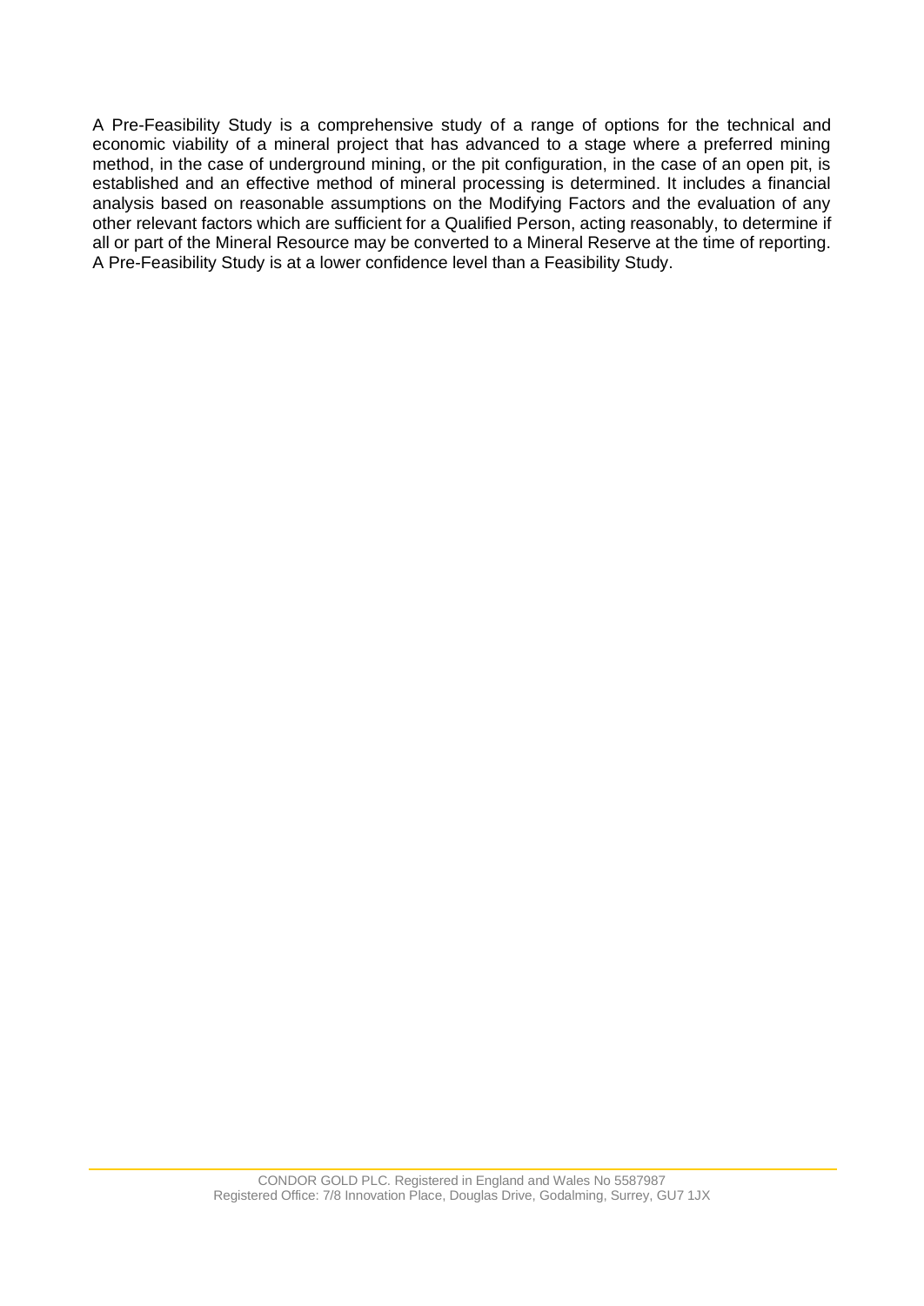A Pre-Feasibility Study is a comprehensive study of a range of options for the technical and economic viability of a mineral project that has advanced to a stage where a preferred mining method, in the case of underground mining, or the pit configuration, in the case of an open pit, is established and an effective method of mineral processing is determined. It includes a financial analysis based on reasonable assumptions on the Modifying Factors and the evaluation of any other relevant factors which are sufficient for a Qualified Person, acting reasonably, to determine if all or part of the Mineral Resource may be converted to a Mineral Reserve at the time of reporting. A Pre-Feasibility Study is at a lower confidence level than a Feasibility Study.